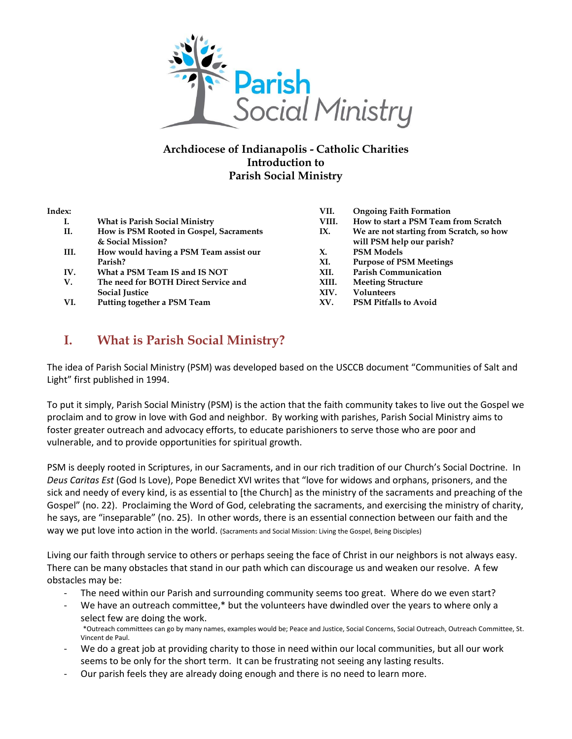**Parish Social Ministry**

# Archdiocese of Indianapolis - Catholic Charities
# Introduction to
# Parish Social Ministry

**Index:**

- I. What is Parish Social Ministry
- II. How is PSM Rooted in Gospel, Sacraments & Social Mission?
- III. How would having a PSM Team assist our Parish?
- IV. What a PSM Team IS and IS NOT
- V. The need for BOTH Direct Service and Social Justice
- VI. Putting together a PSM Team
- VII. Ongoing Faith Formation
- VIII. How to start a PSM Team from Scratch
- IX. We are not starting from Scratch, so how will PSM help our parish?
- X. PSM Models
- XI. Purpose of PSM Meetings
- XII. Parish Communication
- XIII. Meeting Structure
- XIV. Volunteers
- XV. PSM Pitfalls to Avoid

## I. What is Parish Social Ministry?

The idea of Parish Social Ministry (PSM) was developed based on the USCCB document "Communities of Salt and Light" first published in 1994.

To put it simply, Parish Social Ministry (PSM) is the action that the faith community takes to live out the Gospel we proclaim and to grow in love with God and neighbor. By working with parishes, Parish Social Ministry aims to foster greater outreach and advocacy efforts, to educate parishioners to serve those who are poor and vulnerable, and to provide opportunities for spiritual growth.

PSM is deeply rooted in Scriptures, in our Sacraments, and in our rich tradition of our Church's Social Doctrine. In *Deus Caritas Est* (God Is Love), Pope Benedict XVI writes that "love for widows and orphans, prisoners, and the sick and needy of every kind, is as essential to [the Church] as the ministry of the sacraments and preaching of the Gospel" (no. 22). Proclaiming the Word of God, celebrating the sacraments, and exercising the ministry of charity, he says, are "inseparable" (no. 25). In other words, there is an essential connection between our faith and the way we put love into action in the world. (Sacraments and Social Mission: Living the Gospel, Being Disciples)

Living our faith through service to others or perhaps seeing the face of Christ in our neighbors is not always easy. There can be many obstacles that stand in our path which can discourage us and weaken our resolve. A few obstacles may be:

- The need within our Parish and surrounding community seems too great. Where do we even start?
- We have an outreach committee,* but the volunteers have dwindled over the years to where only a select few are doing the work.
  *Outreach committees can go by many names, examples would be; Peace and Justice, Social Concerns, Social Outreach, Outreach Committee, St. Vincent de Paul.
- We do a great job at providing charity to those in need within our local communities, but all our work seems to be only for the short term. It can be frustrating not seeing any lasting results.
- Our parish feels they are already doing enough and there is no need to learn more.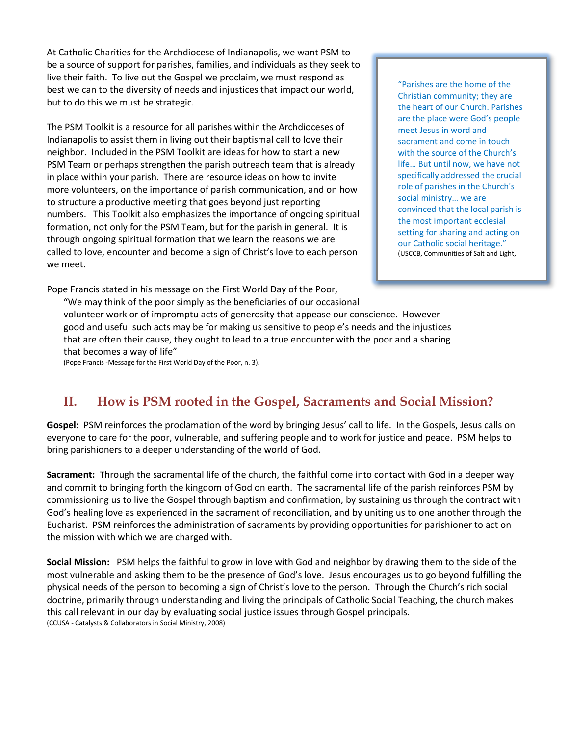At Catholic Charities for the Archdiocese of Indianapolis, we want PSM to be a source of support for parishes, families, and individuals as they seek to live their faith. To live out the Gospel we proclaim, we must respond as best we can to the diversity of needs and injustices that impact our world, but to do this we must be strategic.

The PSM Toolkit is a resource for all parishes within the Archdioceses of Indianapolis to assist them in living out their baptismal call to love their neighbor. Included in the PSM Toolkit are ideas for how to start a new PSM Team or perhaps strengthen the parish outreach team that is already in place within your parish. There are resource ideas on how to invite more volunteers, on the importance of parish communication, and on how to structure a productive meeting that goes beyond just reporting numbers. This Toolkit also emphasizes the importance of ongoing spiritual formation, not only for the PSM Team, but for the parish in general. It is through ongoing spiritual formation that we learn the reasons we are called to love, encounter and become a sign of Christ's love to each person we meet.

> "Parishes are the home of the Christian community; they are the heart of our Church. Parishes are the place were God's people meet Jesus in word and sacrament and come in touch with the source of the Church's life… But until now, we have not specifically addressed the crucial role of parishes in the Church's social ministry… we are convinced that the local parish is the most important ecclesial setting for sharing and acting on our Catholic social heritage."
> (USCCB, Communities of Salt and Light,

Pope Francis stated in his message on the First World Day of the Poor,

> "We may think of the poor simply as the beneficiaries of our occasional volunteer work or of impromptu acts of generosity that appease our conscience. However good and useful such acts may be for making us sensitive to people's needs and the injustices that are often their cause, they ought to lead to a true encounter with the poor and a sharing that becomes a way of life"
> (Pope Francis -Message for the First World Day of the Poor, n. 3).

## II. How is PSM rooted in the Gospel, Sacraments and Social Mission?

**Gospel:** PSM reinforces the proclamation of the word by bringing Jesus' call to life. In the Gospels, Jesus calls on everyone to care for the poor, vulnerable, and suffering people and to work for justice and peace. PSM helps to bring parishioners to a deeper understanding of the world of God.

**Sacrament:** Through the sacramental life of the church, the faithful come into contact with God in a deeper way and commit to bringing forth the kingdom of God on earth. The sacramental life of the parish reinforces PSM by commissioning us to live the Gospel through baptism and confirmation, by sustaining us through the contract with God's healing love as experienced in the sacrament of reconciliation, and by uniting us to one another through the Eucharist. PSM reinforces the administration of sacraments by providing opportunities for parishioner to act on the mission with which we are charged with.

**Social Mission:** PSM helps the faithful to grow in love with God and neighbor by drawing them to the side of the most vulnerable and asking them to be the presence of God's love. Jesus encourages us to go beyond fulfilling the physical needs of the person to becoming a sign of Christ's love to the person. Through the Church's rich social doctrine, primarily through understanding and living the principals of Catholic Social Teaching, the church makes this call relevant in our day by evaluating social justice issues through Gospel principals.
(CCUSA - Catalysts & Collaborators in Social Ministry, 2008)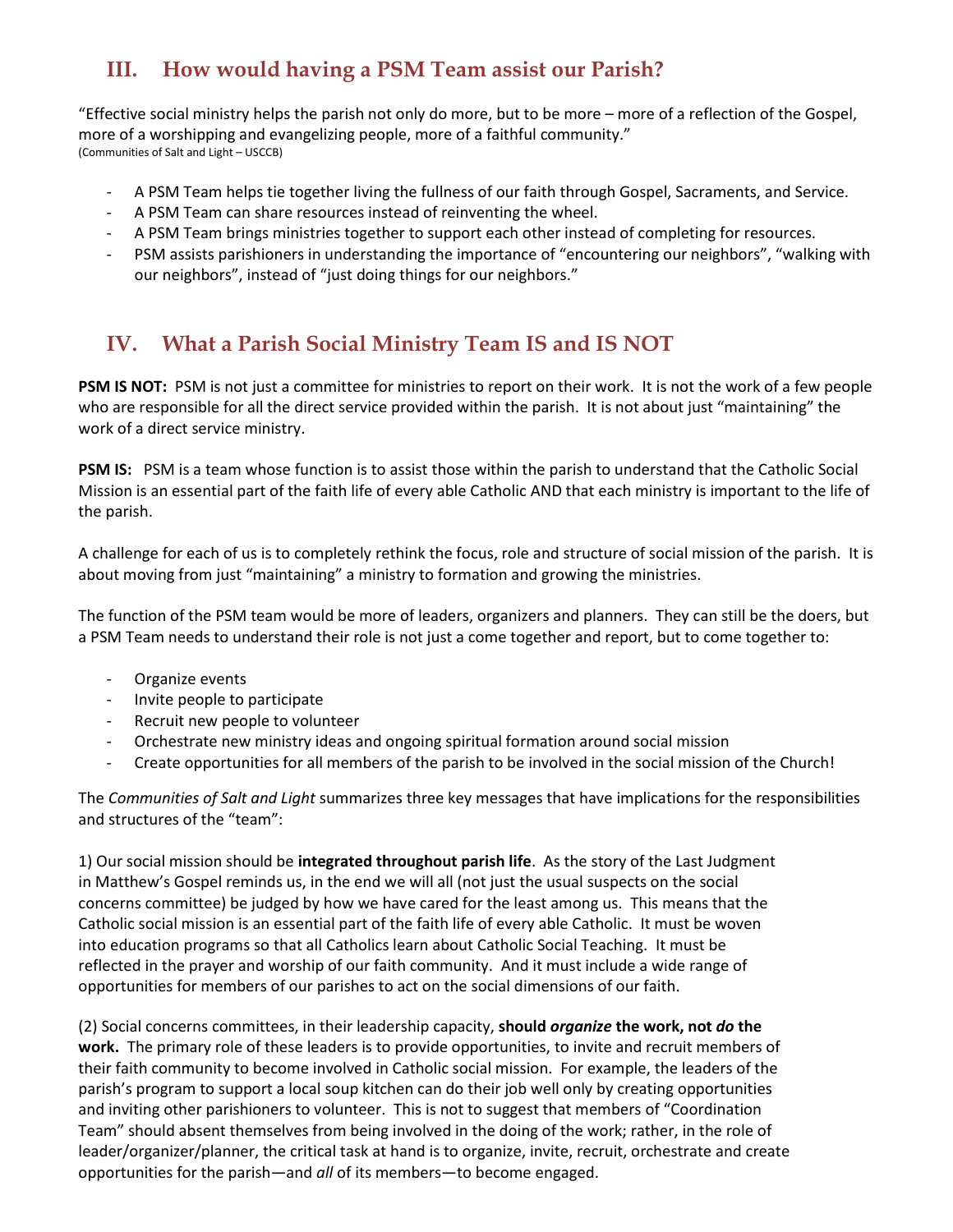## III. How would having a PSM Team assist our Parish?

"Effective social ministry helps the parish not only do more, but to be more – more of a reflection of the Gospel, more of a worshipping and evangelizing people, more of a faithful community."
(Communities of Salt and Light – USCCB)

- A PSM Team helps tie together living the fullness of our faith through Gospel, Sacraments, and Service.
- A PSM Team can share resources instead of reinventing the wheel.
- A PSM Team brings ministries together to support each other instead of completing for resources.
- PSM assists parishioners in understanding the importance of "encountering our neighbors", "walking with our neighbors", instead of "just doing things for our neighbors."

## IV. What a Parish Social Ministry Team IS and IS NOT

**PSM IS NOT:** PSM is not just a committee for ministries to report on their work. It is not the work of a few people who are responsible for all the direct service provided within the parish. It is not about just "maintaining" the work of a direct service ministry.

**PSM IS:** PSM is a team whose function is to assist those within the parish to understand that the Catholic Social Mission is an essential part of the faith life of every able Catholic AND that each ministry is important to the life of the parish.

A challenge for each of us is to completely rethink the focus, role and structure of social mission of the parish. It is about moving from just "maintaining" a ministry to formation and growing the ministries.

The function of the PSM team would be more of leaders, organizers and planners. They can still be the doers, but a PSM Team needs to understand their role is not just a come together and report, but to come together to:

- Organize events
- Invite people to participate
- Recruit new people to volunteer
- Orchestrate new ministry ideas and ongoing spiritual formation around social mission
- Create opportunities for all members of the parish to be involved in the social mission of the Church!

The *Communities of Salt and Light* summarizes three key messages that have implications for the responsibilities and structures of the "team":

1) Our social mission should be **integrated throughout parish life**. As the story of the Last Judgment in Matthew's Gospel reminds us, in the end we will all (not just the usual suspects on the social concerns committee) be judged by how we have cared for the least among us. This means that the Catholic social mission is an essential part of the faith life of every able Catholic. It must be woven into education programs so that all Catholics learn about Catholic Social Teaching. It must be reflected in the prayer and worship of our faith community. And it must include a wide range of opportunities for members of our parishes to act on the social dimensions of our faith.

(2) Social concerns committees, in their leadership capacity, **should *organize* the work, not *do* the work.** The primary role of these leaders is to provide opportunities, to invite and recruit members of their faith community to become involved in Catholic social mission. For example, the leaders of the parish's program to support a local soup kitchen can do their job well only by creating opportunities and inviting other parishioners to volunteer. This is not to suggest that members of "Coordination Team" should absent themselves from being involved in the doing of the work; rather, in the role of leader/organizer/planner, the critical task at hand is to organize, invite, recruit, orchestrate and create opportunities for the parish—and *all* of its members—to become engaged.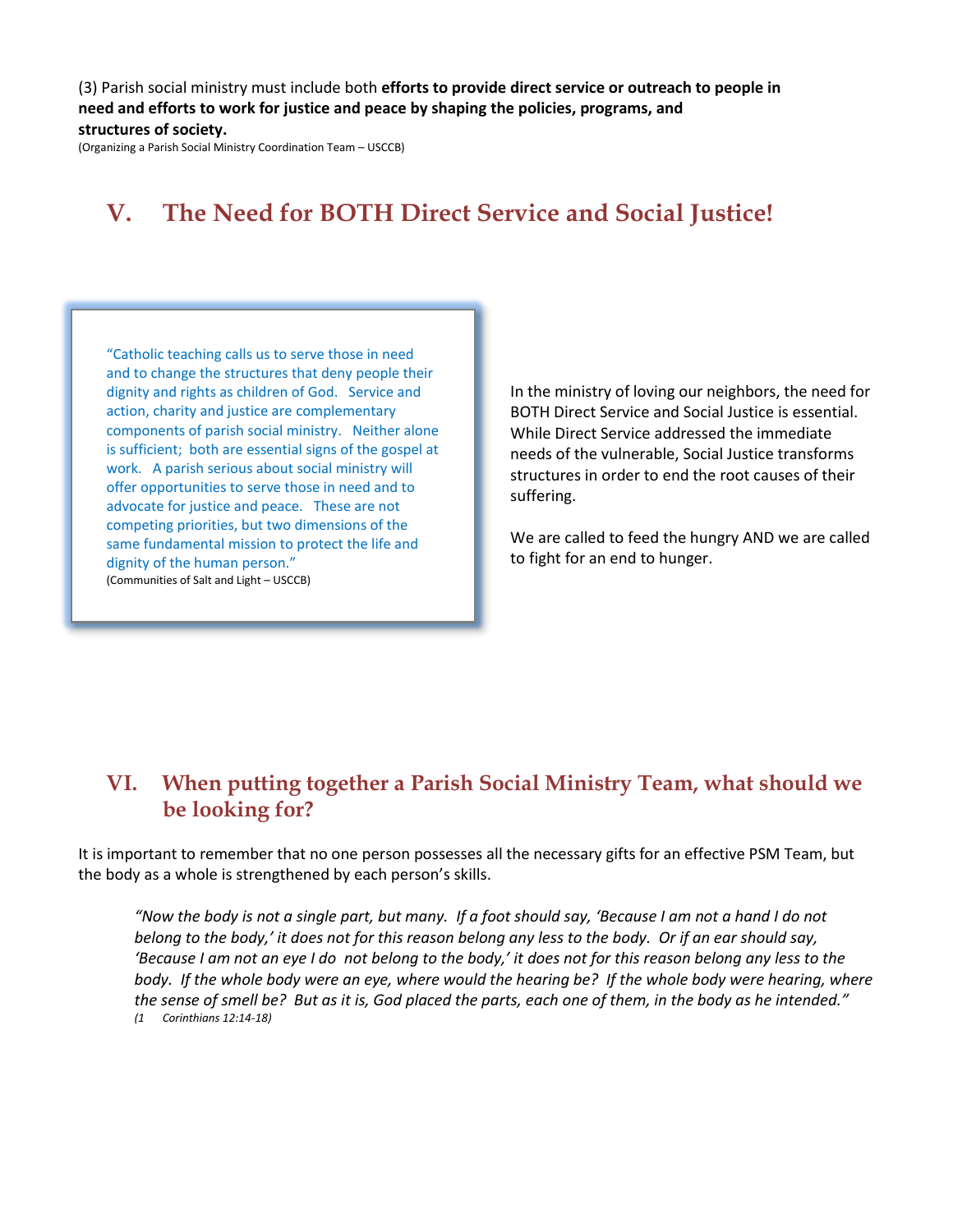(3) Parish social ministry must include both **efforts to provide direct service or outreach to people in need and efforts to work for justice and peace by shaping the policies, programs, and structures of society.**

(Organizing a Parish Social Ministry Coordination Team – USCCB)

## V. The Need for BOTH Direct Service and Social Justice!

> "Catholic teaching calls us to serve those in need and to change the structures that deny people their dignity and rights as children of God. Service and action, charity and justice are complementary components of parish social ministry. Neither alone is sufficient; both are essential signs of the gospel at work. A parish serious about social ministry will offer opportunities to serve those in need and to advocate for justice and peace. These are not competing priorities, but two dimensions of the same fundamental mission to protect the life and dignity of the human person."
>
> (Communities of Salt and Light – USCCB)

In the ministry of loving our neighbors, the need for BOTH Direct Service and Social Justice is essential. While Direct Service addressed the immediate needs of the vulnerable, Social Justice transforms structures in order to end the root causes of their suffering.

We are called to feed the hungry AND we are called to fight for an end to hunger.

## VI. When putting together a Parish Social Ministry Team, what should we be looking for?

It is important to remember that no one person possesses all the necessary gifts for an effective PSM Team, but the body as a whole is strengthened by each person's skills.

> *"Now the body is not a single part, but many. If a foot should say, 'Because I am not a hand I do not belong to the body,' it does not for this reason belong any less to the body. Or if an ear should say, 'Because I am not an eye I do not belong to the body,' it does not for this reason belong any less to the body. If the whole body were an eye, where would the hearing be? If the whole body were hearing, where the sense of smell be? But as it is, God placed the parts, each one of them, in the body as he intended."*
>
> *(1 Corinthians 12:14-18)*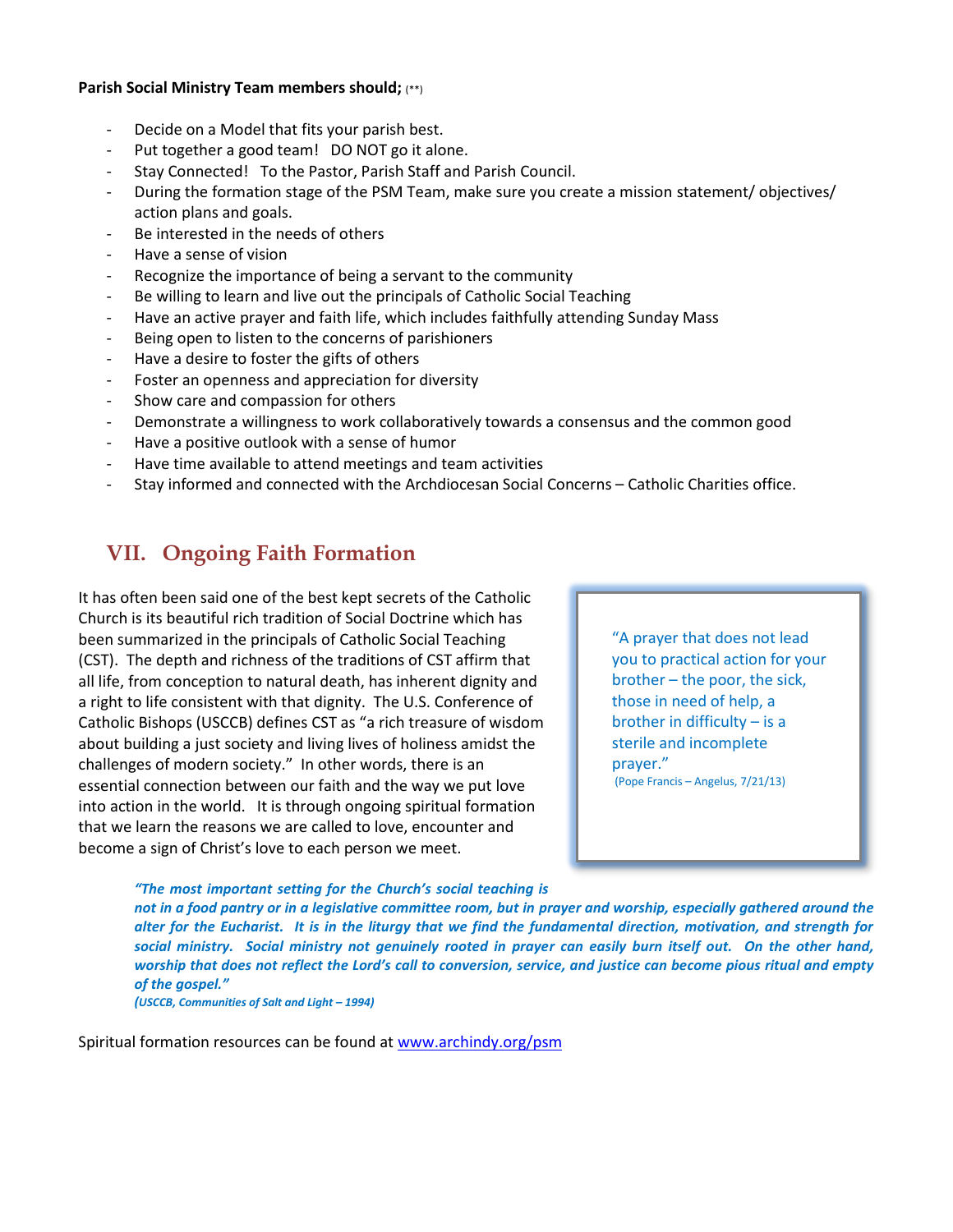**Parish Social Ministry Team members should;** (**)

- Decide on a Model that fits your parish best.
- Put together a good team! DO NOT go it alone.
- Stay Connected! To the Pastor, Parish Staff and Parish Council.
- During the formation stage of the PSM Team, make sure you create a mission statement/ objectives/ action plans and goals.
- Be interested in the needs of others
- Have a sense of vision
- Recognize the importance of being a servant to the community
- Be willing to learn and live out the principals of Catholic Social Teaching
- Have an active prayer and faith life, which includes faithfully attending Sunday Mass
- Being open to listen to the concerns of parishioners
- Have a desire to foster the gifts of others
- Foster an openness and appreciation for diversity
- Show care and compassion for others
- Demonstrate a willingness to work collaboratively towards a consensus and the common good
- Have a positive outlook with a sense of humor
- Have time available to attend meetings and team activities
- Stay informed and connected with the Archdiocesan Social Concerns – Catholic Charities office.

## VII. Ongoing Faith Formation

It has often been said one of the best kept secrets of the Catholic Church is its beautiful rich tradition of Social Doctrine which has been summarized in the principals of Catholic Social Teaching (CST). The depth and richness of the traditions of CST affirm that all life, from conception to natural death, has inherent dignity and a right to life consistent with that dignity. The U.S. Conference of Catholic Bishops (USCCB) defines CST as "a rich treasure of wisdom about building a just society and living lives of holiness amidst the challenges of modern society." In other words, there is an essential connection between our faith and the way we put love into action in the world. It is through ongoing spiritual formation that we learn the reasons we are called to love, encounter and become a sign of Christ's love to each person we meet.

> "A prayer that does not lead you to practical action for your brother – the poor, the sick, those in need of help, a brother in difficulty – is a sterile and incomplete prayer."
> (Pope Francis – Angelus, 7/21/13)

***"The most important setting for the Church's social teaching is not in a food pantry or in a legislative committee room, but in prayer and worship, especially gathered around the alter for the Eucharist. It is in the liturgy that we find the fundamental direction, motivation, and strength for social ministry. Social ministry not genuinely rooted in prayer can easily burn itself out. On the other hand, worship that does not reflect the Lord's call to conversion, service, and justice can become pious ritual and empty of the gospel."***
***(USCCB, Communities of Salt and Light – 1994)***

Spiritual formation resources can be found at [www.archindy.org/psm](www.archindy.org/psm)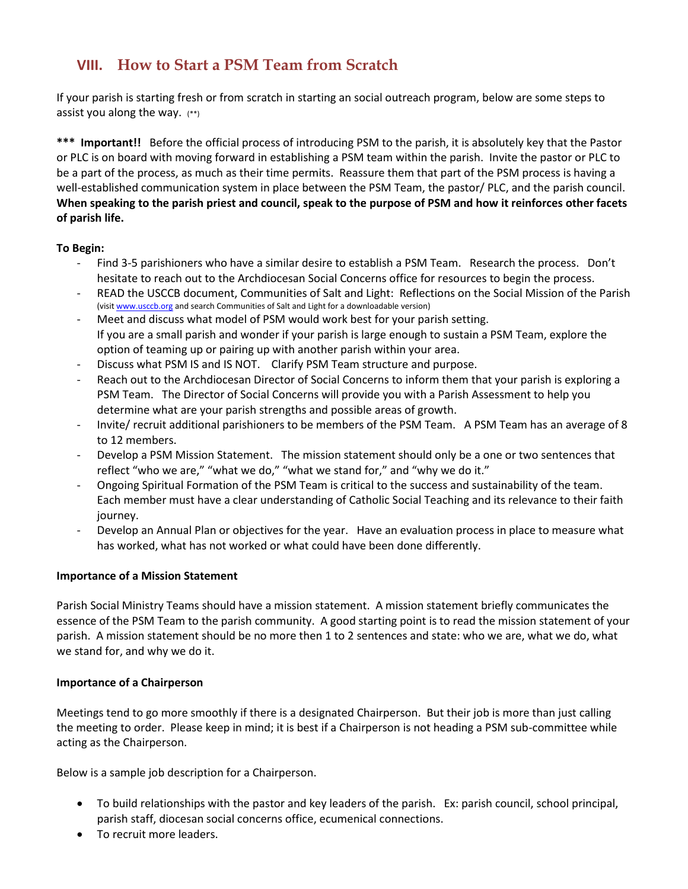## VIII. How to Start a PSM Team from Scratch

If your parish is starting fresh or from scratch in starting an social outreach program, below are some steps to assist you along the way. (**)

**\*\*\* Important!!** Before the official process of introducing PSM to the parish, it is absolutely key that the Pastor or PLC is on board with moving forward in establishing a PSM team within the parish. Invite the pastor or PLC to be a part of the process, as much as their time permits. Reassure them that part of the PSM process is having a well-established communication system in place between the PSM Team, the pastor/ PLC, and the parish council. **When speaking to the parish priest and council, speak to the purpose of PSM and how it reinforces other facets of parish life.**

**To Begin:**

- Find 3-5 parishioners who have a similar desire to establish a PSM Team. Research the process. Don't hesitate to reach out to the Archdiocesan Social Concerns office for resources to begin the process.
- READ the USCCB document, Communities of Salt and Light: Reflections on the Social Mission of the Parish (visit www.usccb.org and search Communities of Salt and Light for a downloadable version)
- Meet and discuss what model of PSM would work best for your parish setting. If you are a small parish and wonder if your parish is large enough to sustain a PSM Team, explore the option of teaming up or pairing up with another parish within your area.
- Discuss what PSM IS and IS NOT. Clarify PSM Team structure and purpose.
- Reach out to the Archdiocesan Director of Social Concerns to inform them that your parish is exploring a PSM Team. The Director of Social Concerns will provide you with a Parish Assessment to help you determine what are your parish strengths and possible areas of growth.
- Invite/ recruit additional parishioners to be members of the PSM Team. A PSM Team has an average of 8 to 12 members.
- Develop a PSM Mission Statement. The mission statement should only be a one or two sentences that reflect "who we are," "what we do," "what we stand for," and "why we do it."
- Ongoing Spiritual Formation of the PSM Team is critical to the success and sustainability of the team. Each member must have a clear understanding of Catholic Social Teaching and its relevance to their faith journey.
- Develop an Annual Plan or objectives for the year. Have an evaluation process in place to measure what has worked, what has not worked or what could have been done differently.

**Importance of a Mission Statement**

Parish Social Ministry Teams should have a mission statement. A mission statement briefly communicates the essence of the PSM Team to the parish community. A good starting point is to read the mission statement of your parish. A mission statement should be no more then 1 to 2 sentences and state: who we are, what we do, what we stand for, and why we do it.

**Importance of a Chairperson**

Meetings tend to go more smoothly if there is a designated Chairperson. But their job is more than just calling the meeting to order. Please keep in mind; it is best if a Chairperson is not heading a PSM sub-committee while acting as the Chairperson.

Below is a sample job description for a Chairperson.

- To build relationships with the pastor and key leaders of the parish. Ex: parish council, school principal, parish staff, diocesan social concerns office, ecumenical connections.
- To recruit more leaders.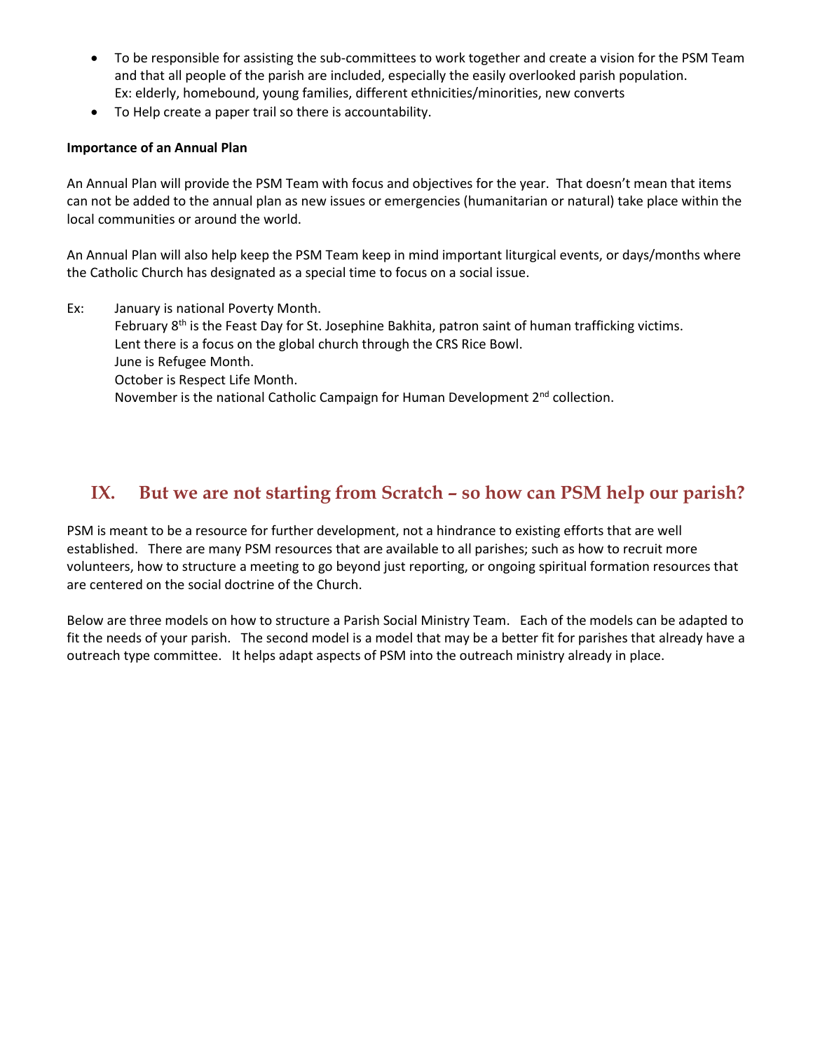- To be responsible for assisting the sub-committees to work together and create a vision for the PSM Team and that all people of the parish are included, especially the easily overlooked parish population.
  Ex: elderly, homebound, young families, different ethnicities/minorities, new converts
- To Help create a paper trail so there is accountability.

**Importance of an Annual Plan**

An Annual Plan will provide the PSM Team with focus and objectives for the year. That doesn't mean that items can not be added to the annual plan as new issues or emergencies (humanitarian or natural) take place within the local communities or around the world.

An Annual Plan will also help keep the PSM Team keep in mind important liturgical events, or days/months where the Catholic Church has designated as a special time to focus on a social issue.

Ex: January is national Poverty Month.
February 8th is the Feast Day for St. Josephine Bakhita, patron saint of human trafficking victims.
Lent there is a focus on the global church through the CRS Rice Bowl.
June is Refugee Month.
October is Respect Life Month.
November is the national Catholic Campaign for Human Development 2nd collection.

## IX. But we are not starting from Scratch – so how can PSM help our parish?

PSM is meant to be a resource for further development, not a hindrance to existing efforts that are well established. There are many PSM resources that are available to all parishes; such as how to recruit more volunteers, how to structure a meeting to go beyond just reporting, or ongoing spiritual formation resources that are centered on the social doctrine of the Church.

Below are three models on how to structure a Parish Social Ministry Team. Each of the models can be adapted to fit the needs of your parish. The second model is a model that may be a better fit for parishes that already have a outreach type committee. It helps adapt aspects of PSM into the outreach ministry already in place.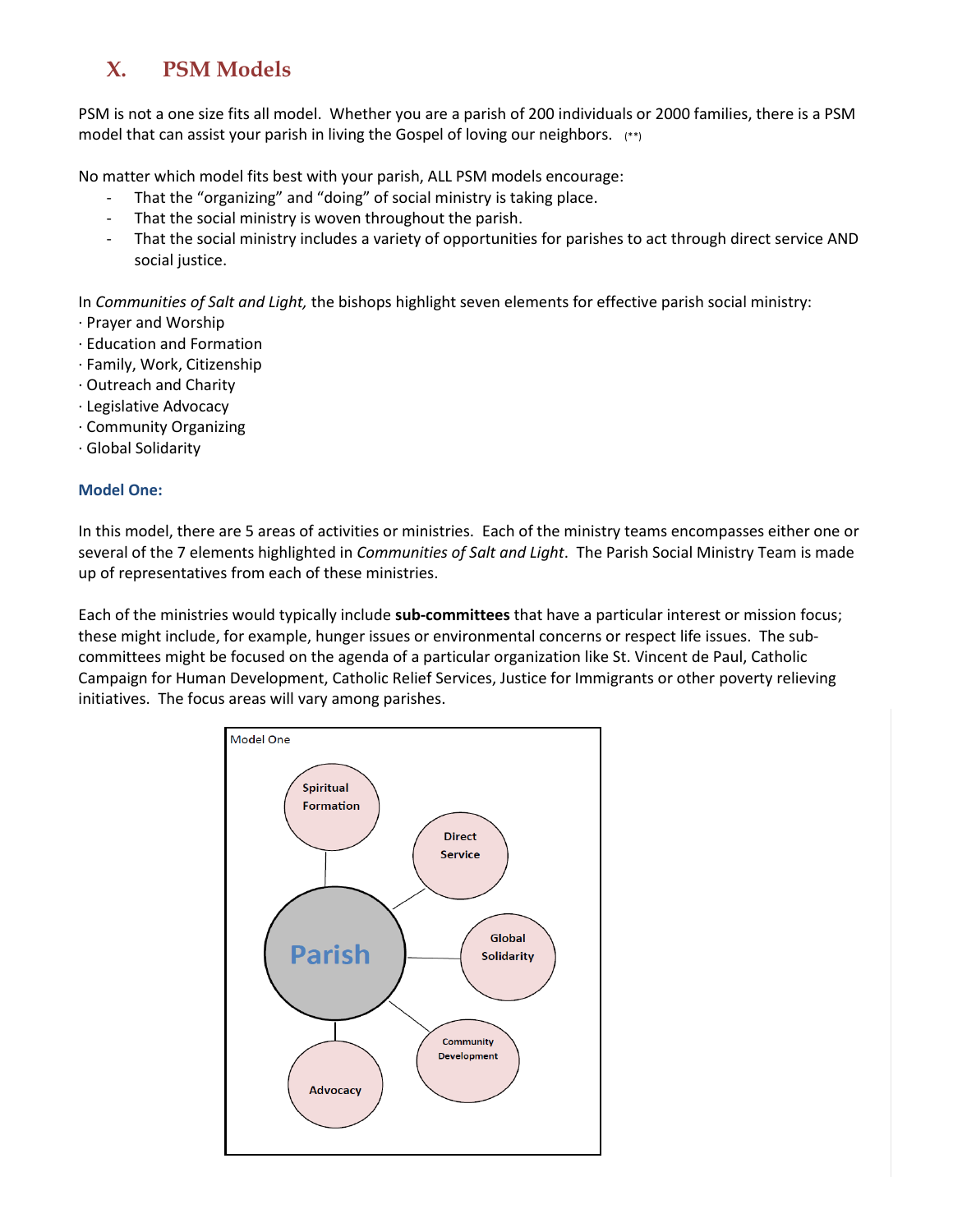# X. PSM Models

PSM is not a one size fits all model. Whether you are a parish of 200 individuals or 2000 families, there is a PSM model that can assist your parish in living the Gospel of loving our neighbors. (**)

No matter which model fits best with your parish, ALL PSM models encourage:

- That the "organizing" and "doing" of social ministry is taking place.
- That the social ministry is woven throughout the parish.
- That the social ministry includes a variety of opportunities for parishes to act through direct service AND social justice.

In *Communities of Salt and Light,* the bishops highlight seven elements for effective parish social ministry:

· Prayer and Worship
· Education and Formation
· Family, Work, Citizenship
· Outreach and Charity
· Legislative Advocacy
· Community Organizing
· Global Solidarity

### Model One:

In this model, there are 5 areas of activities or ministries. Each of the ministry teams encompasses either one or several of the 7 elements highlighted in *Communities of Salt and Light*. The Parish Social Ministry Team is made up of representatives from each of these ministries.

Each of the ministries would typically include **sub-committees** that have a particular interest or mission focus; these might include, for example, hunger issues or environmental concerns or respect life issues. The sub-committees might be focused on the agenda of a particular organization like St. Vincent de Paul, Catholic Campaign for Human Development, Catholic Relief Services, Justice for Immigrants or other poverty relieving initiatives. The focus areas will vary among parishes.

Model One

Parish — Spiritual Formation; Direct Service; Global Solidarity; Community Development; Advocacy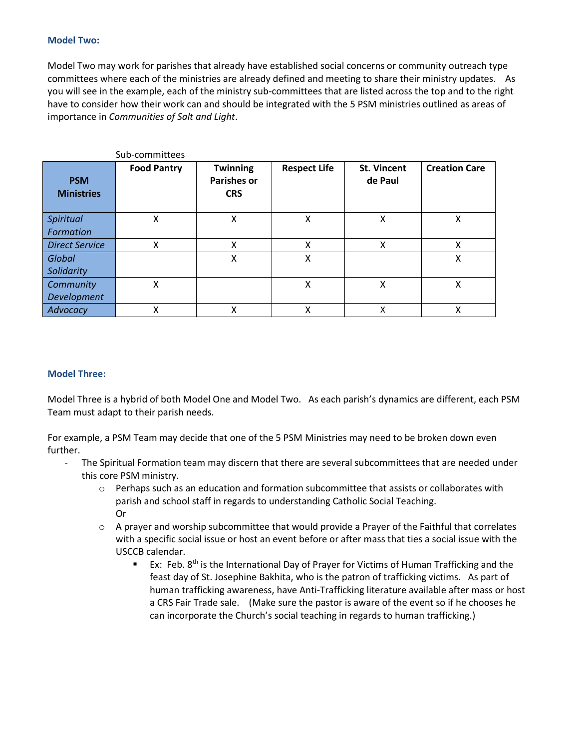### Model Two:

Model Two may work for parishes that already have established social concerns or community outreach type committees where each of the ministries are already defined and meeting to share their ministry updates. As you will see in the example, each of the ministry sub-committees that are listed across the top and to the right have to consider how their work can and should be integrated with the 5 PSM ministries outlined as areas of importance in *Communities of Salt and Light*.

Sub-committees

| PSM Ministries | Food Pantry | Twinning Parishes or CRS | Respect Life | St. Vincent de Paul | Creation Care |
|---|---|---|---|---|---|
| *Spiritual Formation* | X | X | X | X | X |
| *Direct Service* | X | X | X | X | X |
| *Global Solidarity* | | X | X | | X |
| *Community Development* | X | | X | X | X |
| *Advocacy* | X | X | X | X | X |

### Model Three:

Model Three is a hybrid of both Model One and Model Two. As each parish's dynamics are different, each PSM Team must adapt to their parish needs.

For example, a PSM Team may decide that one of the 5 PSM Ministries may need to be broken down even further.

- The Spiritual Formation team may discern that there are several subcommittees that are needed under this core PSM ministry.
  - Perhaps such as an education and formation subcommittee that assists or collaborates with parish and school staff in regards to understanding Catholic Social Teaching.
    Or
  - A prayer and worship subcommittee that would provide a Prayer of the Faithful that correlates with a specific social issue or host an event before or after mass that ties a social issue with the USCCB calendar.
    - Ex: Feb. 8th is the International Day of Prayer for Victims of Human Trafficking and the feast day of St. Josephine Bakhita, who is the patron of trafficking victims. As part of human trafficking awareness, have Anti-Trafficking literature available after mass or host a CRS Fair Trade sale. (Make sure the pastor is aware of the event so if he chooses he can incorporate the Church's social teaching in regards to human trafficking.)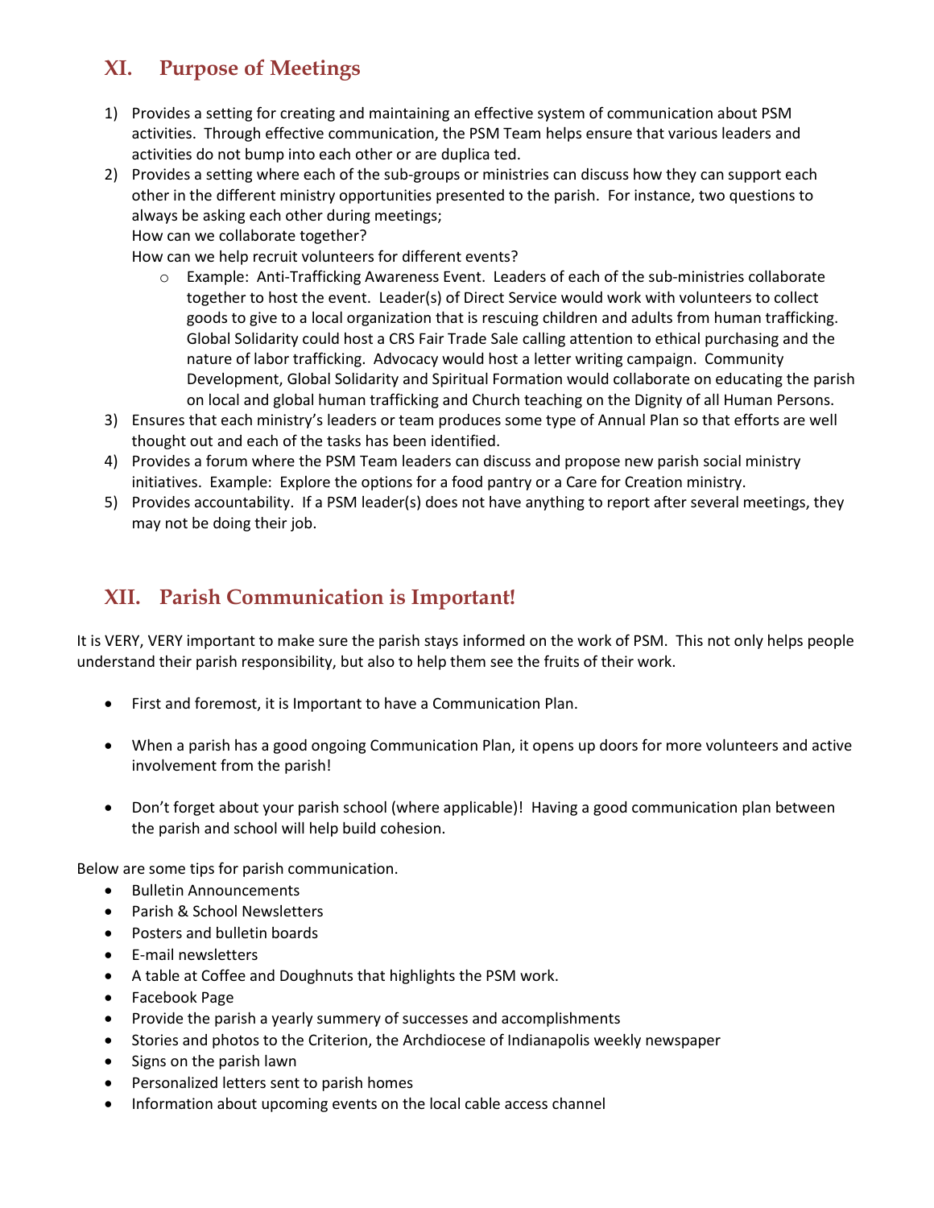## XI. Purpose of Meetings

1) Provides a setting for creating and maintaining an effective system of communication about PSM activities. Through effective communication, the PSM Team helps ensure that various leaders and activities do not bump into each other or are duplica ted.
2) Provides a setting where each of the sub-groups or ministries can discuss how they can support each other in the different ministry opportunities presented to the parish. For instance, two questions to always be asking each other during meetings;
   How can we collaborate together?
   How can we help recruit volunteers for different events?
   - Example: Anti-Trafficking Awareness Event. Leaders of each of the sub-ministries collaborate together to host the event. Leader(s) of Direct Service would work with volunteers to collect goods to give to a local organization that is rescuing children and adults from human trafficking. Global Solidarity could host a CRS Fair Trade Sale calling attention to ethical purchasing and the nature of labor trafficking. Advocacy would host a letter writing campaign. Community Development, Global Solidarity and Spiritual Formation would collaborate on educating the parish on local and global human trafficking and Church teaching on the Dignity of all Human Persons.
3) Ensures that each ministry's leaders or team produces some type of Annual Plan so that efforts are well thought out and each of the tasks has been identified.
4) Provides a forum where the PSM Team leaders can discuss and propose new parish social ministry initiatives. Example: Explore the options for a food pantry or a Care for Creation ministry.
5) Provides accountability. If a PSM leader(s) does not have anything to report after several meetings, they may not be doing their job.

## XII. Parish Communication is Important!

It is VERY, VERY important to make sure the parish stays informed on the work of PSM. This not only helps people understand their parish responsibility, but also to help them see the fruits of their work.

- First and foremost, it is Important to have a Communication Plan.
- When a parish has a good ongoing Communication Plan, it opens up doors for more volunteers and active involvement from the parish!
- Don't forget about your parish school (where applicable)! Having a good communication plan between the parish and school will help build cohesion.

Below are some tips for parish communication.

- Bulletin Announcements
- Parish & School Newsletters
- Posters and bulletin boards
- E-mail newsletters
- A table at Coffee and Doughnuts that highlights the PSM work.
- Facebook Page
- Provide the parish a yearly summery of successes and accomplishments
- Stories and photos to the Criterion, the Archdiocese of Indianapolis weekly newspaper
- Signs on the parish lawn
- Personalized letters sent to parish homes
- Information about upcoming events on the local cable access channel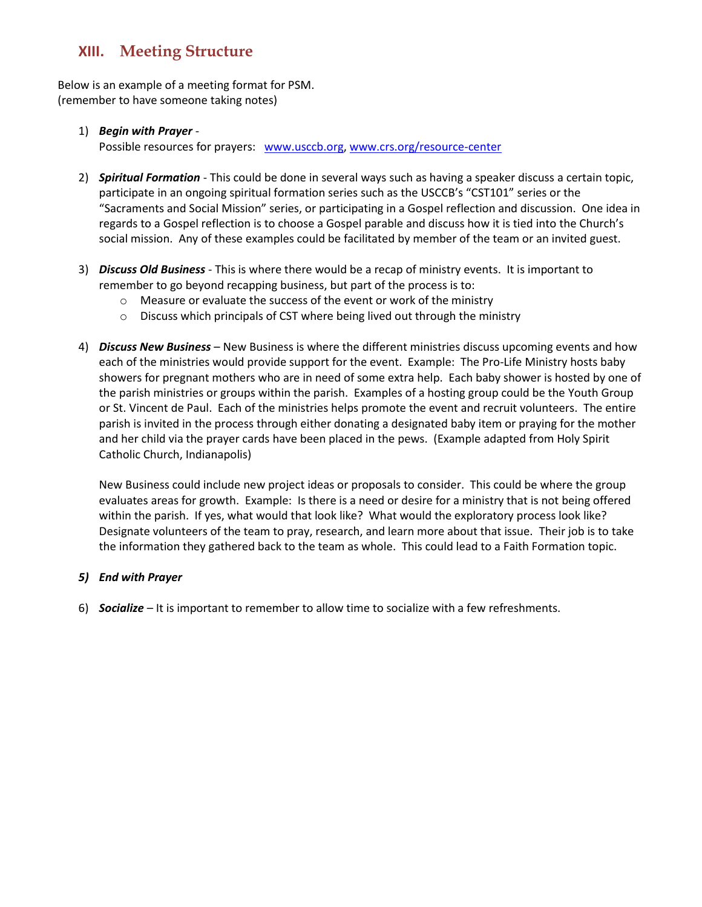## XIII. Meeting Structure

Below is an example of a meeting format for PSM.
(remember to have someone taking notes)

1) ***Begin with Prayer*** -
   Possible resources for prayers: [www.usccb.org](http://www.usccb.org), [www.crs.org/resource-center](http://www.crs.org/resource-center)

2) ***Spiritual Formation*** - This could be done in several ways such as having a speaker discuss a certain topic, participate in an ongoing spiritual formation series such as the USCCB's "CST101" series or the "Sacraments and Social Mission" series, or participating in a Gospel reflection and discussion. One idea in regards to a Gospel reflection is to choose a Gospel parable and discuss how it is tied into the Church's social mission. Any of these examples could be facilitated by member of the team or an invited guest.

3) ***Discuss Old Business*** - This is where there would be a recap of ministry events. It is important to remember to go beyond recapping business, but part of the process is to:
   - Measure or evaluate the success of the event or work of the ministry
   - Discuss which principals of CST where being lived out through the ministry

4) ***Discuss New Business*** – New Business is where the different ministries discuss upcoming events and how each of the ministries would provide support for the event. Example: The Pro-Life Ministry hosts baby showers for pregnant mothers who are in need of some extra help. Each baby shower is hosted by one of the parish ministries or groups within the parish. Examples of a hosting group could be the Youth Group or St. Vincent de Paul. Each of the ministries helps promote the event and recruit volunteers. The entire parish is invited in the process through either donating a designated baby item or praying for the mother and her child via the prayer cards have been placed in the pews. (Example adapted from Holy Spirit Catholic Church, Indianapolis)

   New Business could include new project ideas or proposals to consider. This could be where the group evaluates areas for growth. Example: Is there is a need or desire for a ministry that is not being offered within the parish. If yes, what would that look like? What would the exploratory process look like? Designate volunteers of the team to pray, research, and learn more about that issue. Their job is to take the information they gathered back to the team as whole. This could lead to a Faith Formation topic.

5) ***End with Prayer***

6) ***Socialize*** – It is important to remember to allow time to socialize with a few refreshments.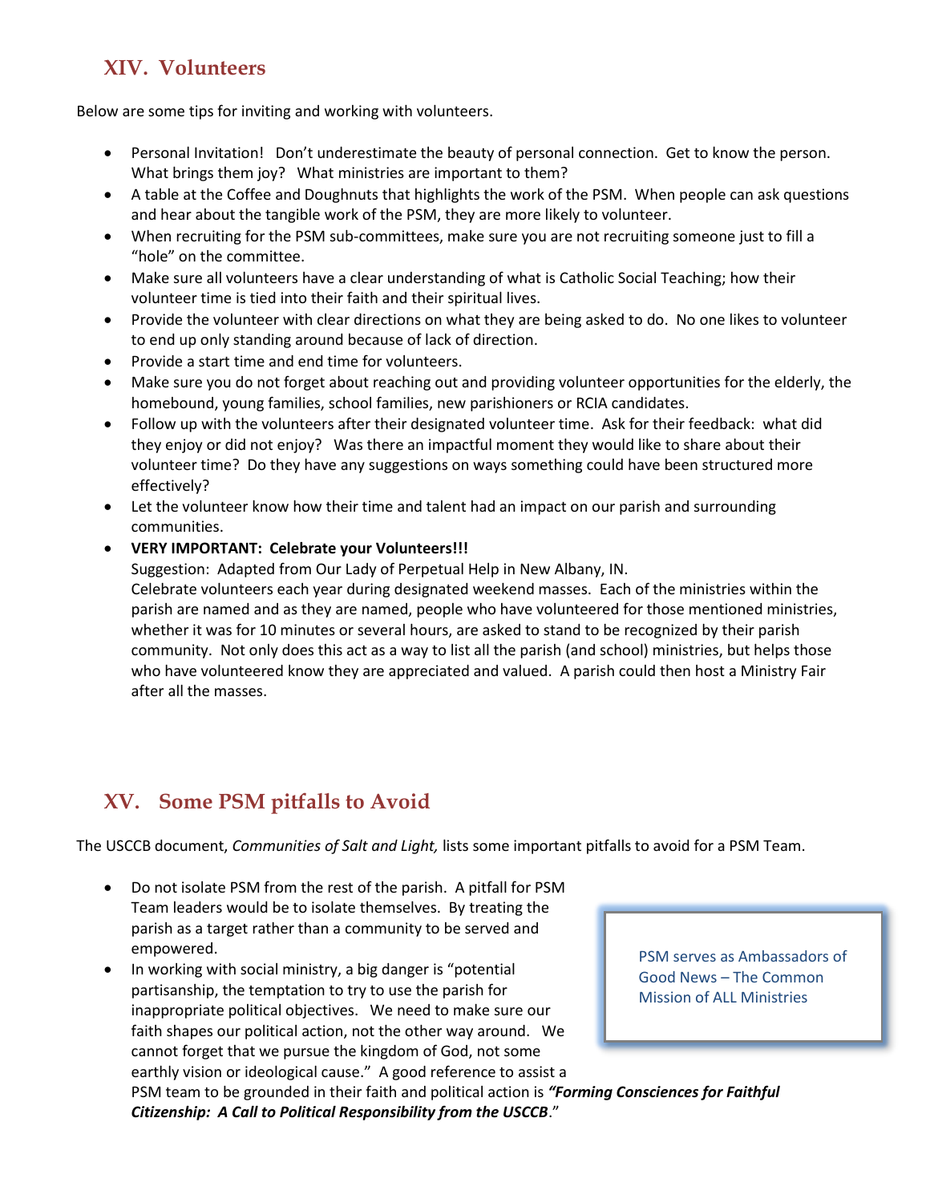## XIV. Volunteers

Below are some tips for inviting and working with volunteers.

- Personal Invitation! Don't underestimate the beauty of personal connection. Get to know the person. What brings them joy? What ministries are important to them?
- A table at the Coffee and Doughnuts that highlights the work of the PSM. When people can ask questions and hear about the tangible work of the PSM, they are more likely to volunteer.
- When recruiting for the PSM sub-committees, make sure you are not recruiting someone just to fill a "hole" on the committee.
- Make sure all volunteers have a clear understanding of what is Catholic Social Teaching; how their volunteer time is tied into their faith and their spiritual lives.
- Provide the volunteer with clear directions on what they are being asked to do. No one likes to volunteer to end up only standing around because of lack of direction.
- Provide a start time and end time for volunteers.
- Make sure you do not forget about reaching out and providing volunteer opportunities for the elderly, the homebound, young families, school families, new parishioners or RCIA candidates.
- Follow up with the volunteers after their designated volunteer time. Ask for their feedback: what did they enjoy or did not enjoy? Was there an impactful moment they would like to share about their volunteer time? Do they have any suggestions on ways something could have been structured more effectively?
- Let the volunteer know how their time and talent had an impact on our parish and surrounding communities.
- **VERY IMPORTANT: Celebrate your Volunteers!!!**
  Suggestion: Adapted from Our Lady of Perpetual Help in New Albany, IN.
  Celebrate volunteers each year during designated weekend masses. Each of the ministries within the parish are named and as they are named, people who have volunteered for those mentioned ministries, whether it was for 10 minutes or several hours, are asked to stand to be recognized by their parish community. Not only does this act as a way to list all the parish (and school) ministries, but helps those who have volunteered know they are appreciated and valued. A parish could then host a Ministry Fair after all the masses.

## XV. Some PSM pitfalls to Avoid

The USCCB document, *Communities of Salt and Light,* lists some important pitfalls to avoid for a PSM Team.

- Do not isolate PSM from the rest of the parish. A pitfall for PSM Team leaders would be to isolate themselves. By treating the parish as a target rather than a community to be served and empowered.
- In working with social ministry, a big danger is "potential partisanship, the temptation to try to use the parish for inappropriate political objectives. We need to make sure our faith shapes our political action, not the other way around. We cannot forget that we pursue the kingdom of God, not some earthly vision or ideological cause." A good reference to assist a PSM team to be grounded in their faith and political action is ***"Forming Consciences for Faithful Citizenship: A Call to Political Responsibility from the USCCB***."

> PSM serves as Ambassadors of Good News – The Common Mission of ALL Ministries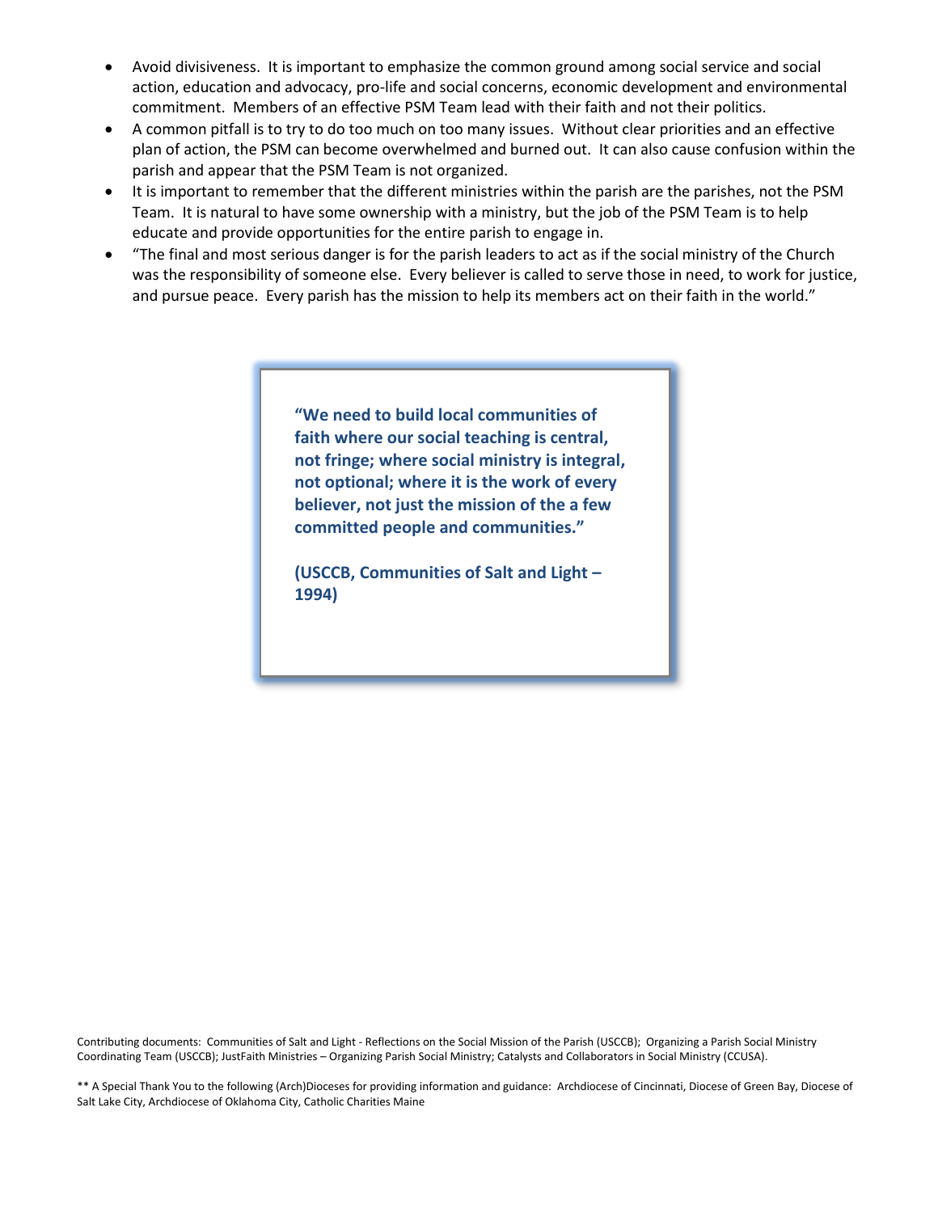- Avoid divisiveness. It is important to emphasize the common ground among social service and social action, education and advocacy, pro-life and social concerns, economic development and environmental commitment. Members of an effective PSM Team lead with their faith and not their politics.
- A common pitfall is to try to do too much on too many issues. Without clear priorities and an effective plan of action, the PSM can become overwhelmed and burned out. It can also cause confusion within the parish and appear that the PSM Team is not organized.
- It is important to remember that the different ministries within the parish are the parishes, not the PSM Team. It is natural to have some ownership with a ministry, but the job of the PSM Team is to help educate and provide opportunities for the entire parish to engage in.
- "The final and most serious danger is for the parish leaders to act as if the social ministry of the Church was the responsibility of someone else. Every believer is called to serve those in need, to work for justice, and pursue peace. Every parish has the mission to help its members act on their faith in the world."

> **"We need to build local communities of faith where our social teaching is central, not fringe; where social ministry is integral, not optional; where it is the work of every believer, not just the mission of the a few committed people and communities."**
>
> **(USCCB, Communities of Salt and Light – 1994)**

Contributing documents: Communities of Salt and Light - Reflections on the Social Mission of the Parish (USCCB); Organizing a Parish Social Ministry Coordinating Team (USCCB); JustFaith Ministries – Organizing Parish Social Ministry; Catalysts and Collaborators in Social Ministry (CCUSA).

** A Special Thank You to the following (Arch)Dioceses for providing information and guidance: Archdiocese of Cincinnati, Diocese of Green Bay, Diocese of Salt Lake City, Archdiocese of Oklahoma City, Catholic Charities Maine